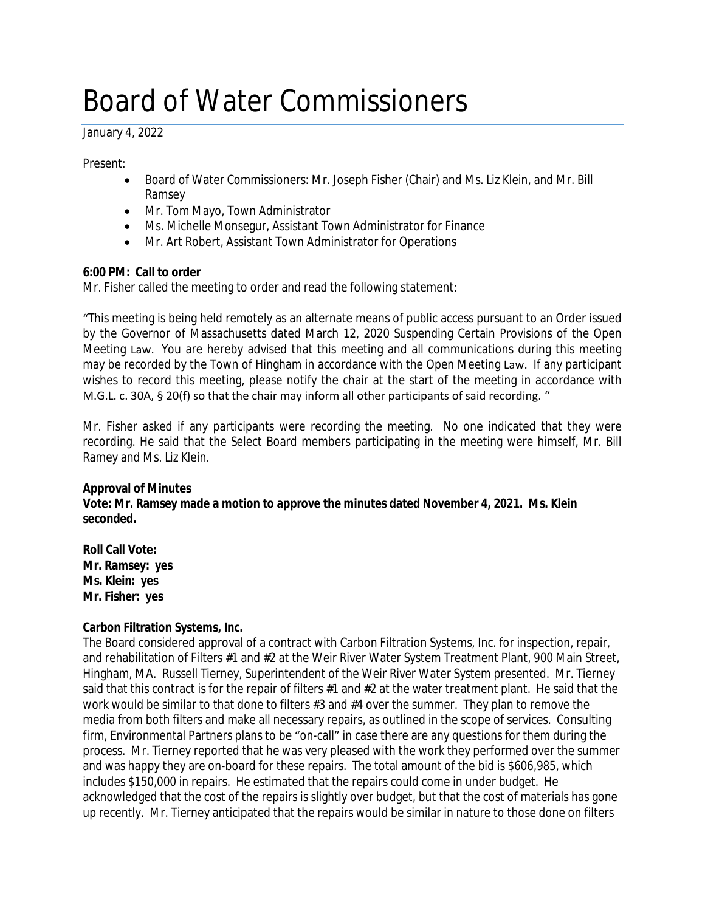# Board of Water Commissioners

January 4, 2022

Present:

- Board of Water Commissioners: Mr. Joseph Fisher (Chair) and Ms. Liz Klein, and Mr. Bill Ramsey
- Mr. Tom Mayo, Town Administrator
- Ms. Michelle Monsegur, Assistant Town Administrator for Finance
- Mr. Art Robert, Assistant Town Administrator for Operations

**6:00 PM: Call to order**

Mr. Fisher called the meeting to order and read the following statement:

"This meeting is being held remotely as an alternate means of public access pursuant to an Order issued by the Governor of Massachusetts dated March 12, 2020 Suspending Certain Provisions of the Open Meeting Law. You are hereby advised that this meeting and all communications during this meeting may be recorded by the Town of Hingham in accordance with the Open Meeting Law. If any participant wishes to record this meeting, please notify the chair at the start of the meeting in accordance with M.G.L. c. 30A, § 20(f) so that the chair may inform all other participants of said recording. "

Mr. Fisher asked if any participants were recording the meeting. No one indicated that they were recording. He said that the Select Board members participating in the meeting were himself, Mr. Bill Ramey and Ms. Liz Klein.

**Approval of Minutes**

**Vote: Mr. Ramsey made a motion to approve the minutes dated November 4, 2021. Ms. Klein seconded.**

**Roll Call Vote:**
**Mr. Ramsey: yes**
**Ms. Klein: yes**
**Mr. Fisher: yes**

**Carbon Filtration Systems, Inc.**

The Board considered approval of a contract with Carbon Filtration Systems, Inc. for inspection, repair, and rehabilitation of Filters #1 and #2 at the Weir River Water System Treatment Plant, 900 Main Street, Hingham, MA. Russell Tierney, Superintendent of the Weir River Water System presented. Mr. Tierney said that this contract is for the repair of filters #1 and #2 at the water treatment plant. He said that the work would be similar to that done to filters #3 and #4 over the summer. They plan to remove the media from both filters and make all necessary repairs, as outlined in the scope of services. Consulting firm, Environmental Partners plans to be "on-call" in case there are any questions for them during the process. Mr. Tierney reported that he was very pleased with the work they performed over the summer and was happy they are on-board for these repairs. The total amount of the bid is $606,985, which includes $150,000 in repairs. He estimated that the repairs could come in under budget. He acknowledged that the cost of the repairs is slightly over budget, but that the cost of materials has gone up recently. Mr. Tierney anticipated that the repairs would be similar in nature to those done on filters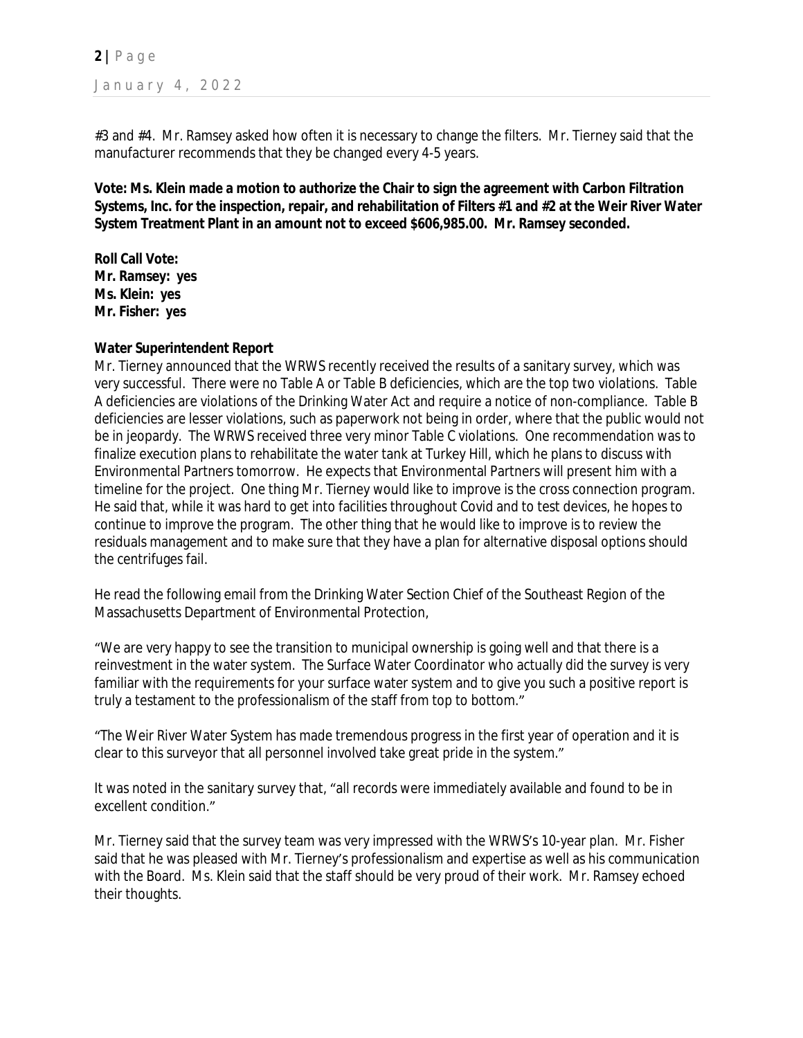#3 and #4. Mr. Ramsey asked how often it is necessary to change the filters. Mr. Tierney said that the manufacturer recommends that they be changed every 4-5 years.

**Vote: Ms. Klein made a motion to authorize the Chair to sign the agreement with Carbon Filtration Systems, Inc. for the inspection, repair, and rehabilitation of Filters #1 and #2 at the Weir River Water System Treatment Plant in an amount not to exceed $606,985.00. Mr. Ramsey seconded.**

**Roll Call Vote:**
**Mr. Ramsey: yes**
**Ms. Klein: yes**
**Mr. Fisher: yes**

**Water Superintendent Report**

Mr. Tierney announced that the WRWS recently received the results of a sanitary survey, which was very successful. There were no Table A or Table B deficiencies, which are the top two violations. Table A deficiencies are violations of the Drinking Water Act and require a notice of non-compliance. Table B deficiencies are lesser violations, such as paperwork not being in order, where that the public would not be in jeopardy. The WRWS received three very minor Table C violations. One recommendation was to finalize execution plans to rehabilitate the water tank at Turkey Hill, which he plans to discuss with Environmental Partners tomorrow. He expects that Environmental Partners will present him with a timeline for the project. One thing Mr. Tierney would like to improve is the cross connection program. He said that, while it was hard to get into facilities throughout Covid and to test devices, he hopes to continue to improve the program. The other thing that he would like to improve is to review the residuals management and to make sure that they have a plan for alternative disposal options should the centrifuges fail.

He read the following email from the Drinking Water Section Chief of the Southeast Region of the Massachusetts Department of Environmental Protection,

"We are very happy to see the transition to municipal ownership is going well and that there is a reinvestment in the water system. The Surface Water Coordinator who actually did the survey is very familiar with the requirements for your surface water system and to give you such a positive report is truly a testament to the professionalism of the staff from top to bottom."

"The Weir River Water System has made tremendous progress in the first year of operation and it is clear to this surveyor that all personnel involved take great pride in the system."

It was noted in the sanitary survey that, "all records were immediately available and found to be in excellent condition."

Mr. Tierney said that the survey team was very impressed with the WRWS's 10-year plan. Mr. Fisher said that he was pleased with Mr. Tierney's professionalism and expertise as well as his communication with the Board. Ms. Klein said that the staff should be very proud of their work. Mr. Ramsey echoed their thoughts.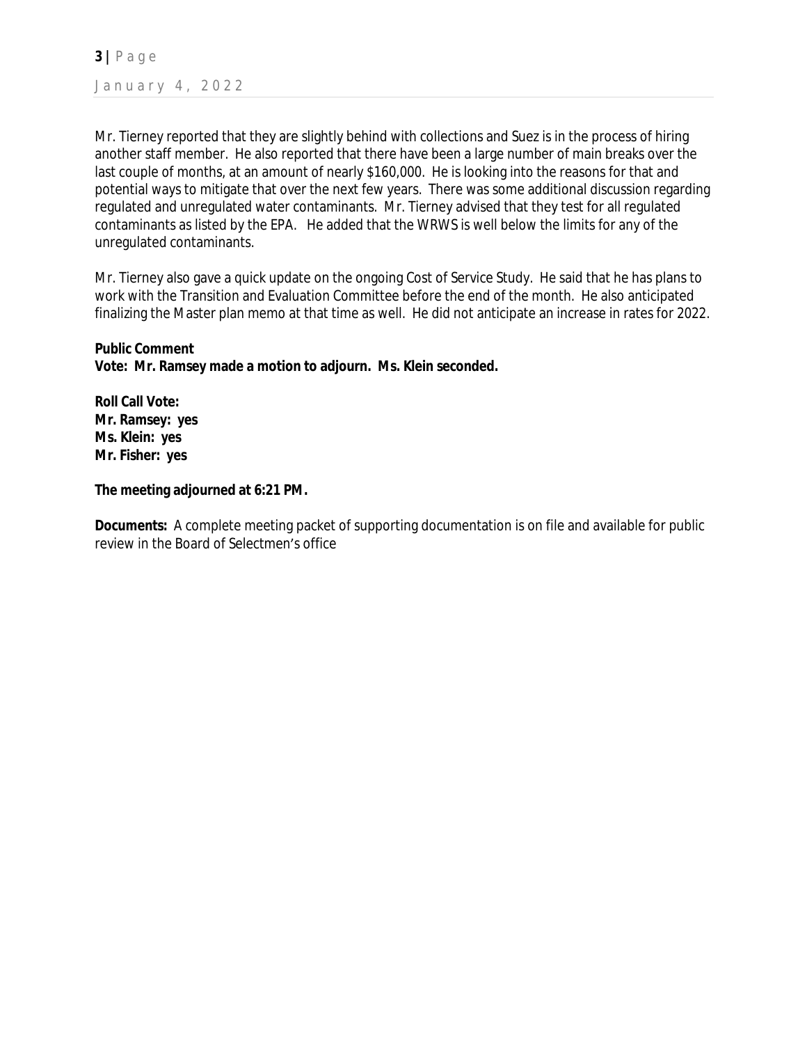Mr. Tierney reported that they are slightly behind with collections and Suez is in the process of hiring another staff member. He also reported that there have been a large number of main breaks over the last couple of months, at an amount of nearly $160,000. He is looking into the reasons for that and potential ways to mitigate that over the next few years. There was some additional discussion regarding regulated and unregulated water contaminants. Mr. Tierney advised that they test for all regulated contaminants as listed by the EPA. He added that the WRWS is well below the limits for any of the unregulated contaminants.

Mr. Tierney also gave a quick update on the ongoing Cost of Service Study. He said that he has plans to work with the Transition and Evaluation Committee before the end of the month. He also anticipated finalizing the Master plan memo at that time as well. He did not anticipate an increase in rates for 2022.

**Public Comment**
**Vote: Mr. Ramsey made a motion to adjourn. Ms. Klein seconded.**

**Roll Call Vote:**
**Mr. Ramsey: yes**
**Ms. Klein: yes**
**Mr. Fisher: yes**

**The meeting adjourned at 6:21 PM.**

**Documents:** A complete meeting packet of supporting documentation is on file and available for public review in the Board of Selectmen's office